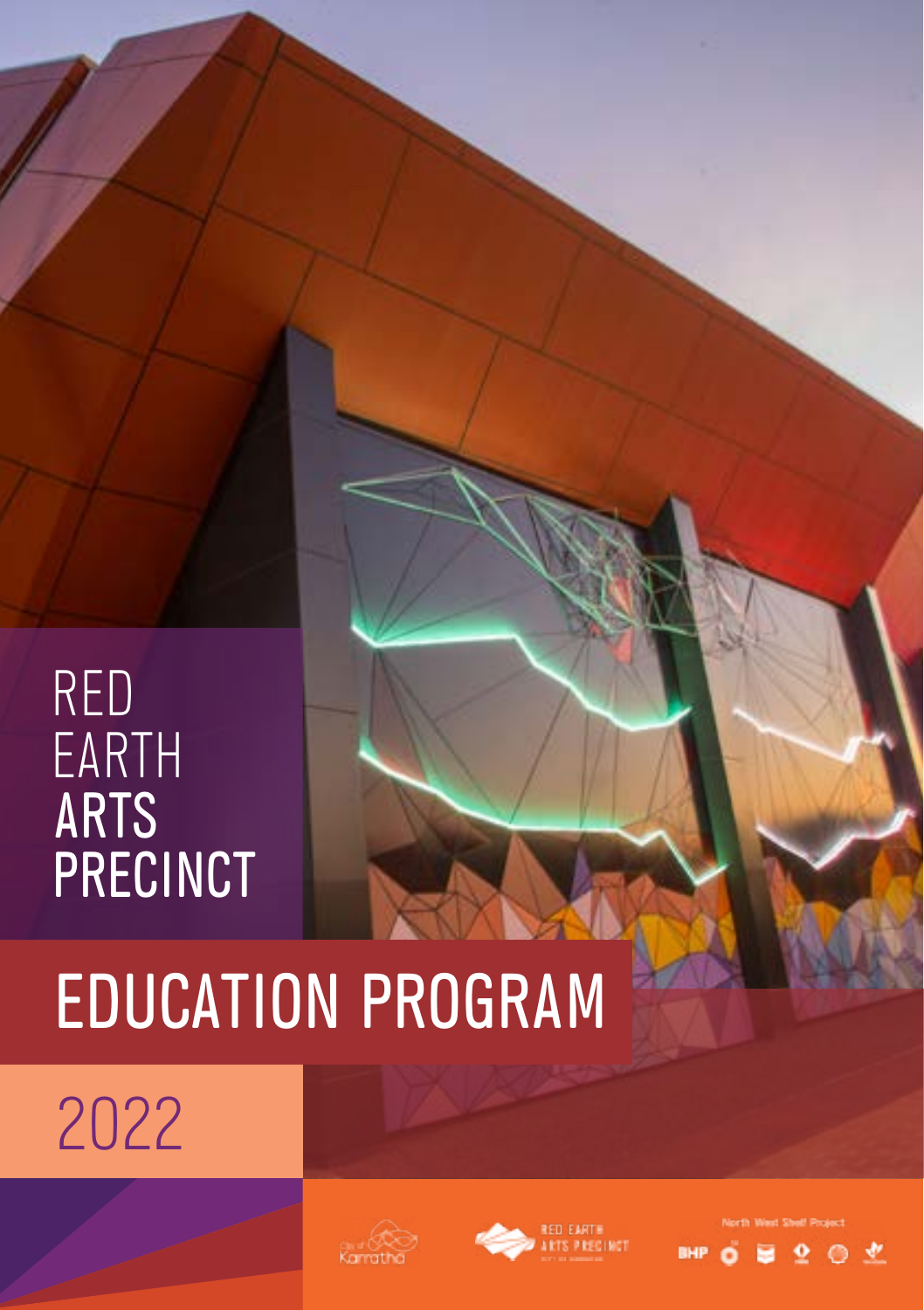# RED EARTH ARTS PRECINCT

# EDUCATION PROGRAM

## 2022

North West Shelf Project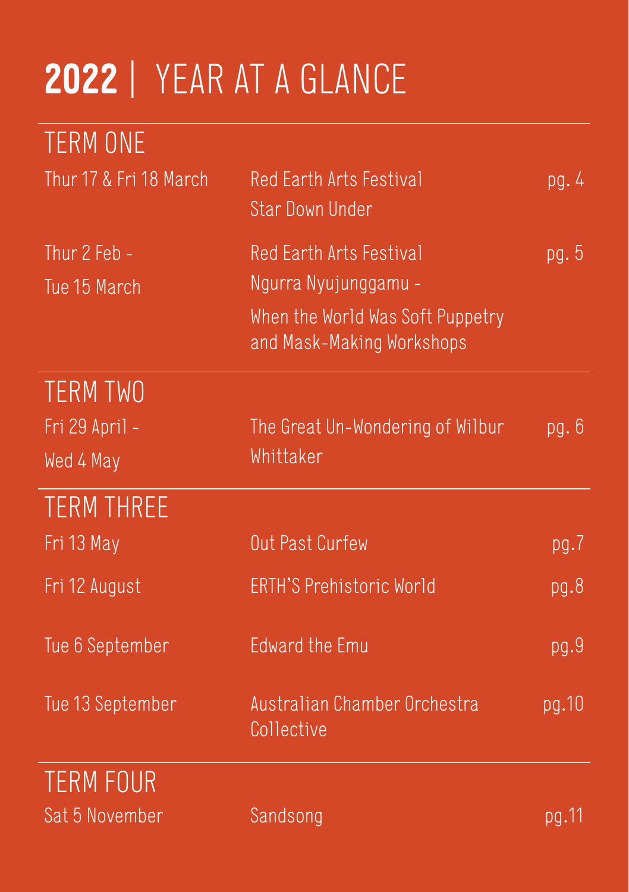# **2022** | YEAR AT A GLANCE

## TERM ONE

| | | |
|---|---|---|
| Thur 17 & Fri 18 March | Red Earth Arts Festival<br>Star Down Under | pg. 4 |
| Thur 2 Feb - Tue 15 March | Red Earth Arts Festival<br>Ngurra Nyujunggamu -<br>When the World Was Soft Puppetry and Mask-Making Workshops | pg. 5 |

## TERM TWO

| | | |
|---|---|---|
| Fri 29 April - Wed 4 May | The Great Un-Wondering of Wilbur Whittaker | pg. 6 |

## TERM THREE

| | | |
|---|---|---|
| Fri 13 May | Out Past Curfew | pg.7 |
| Fri 12 August | ERTH'S Prehistoric World | pg.8 |
| Tue 6 September | Edward the Emu | pg.9 |
| Tue 13 September | Australian Chamber Orchestra Collective | pg.10 |

## TERM FOUR

| | | |
|---|---|---|
| Sat 5 November | Sandsong | pg.11 |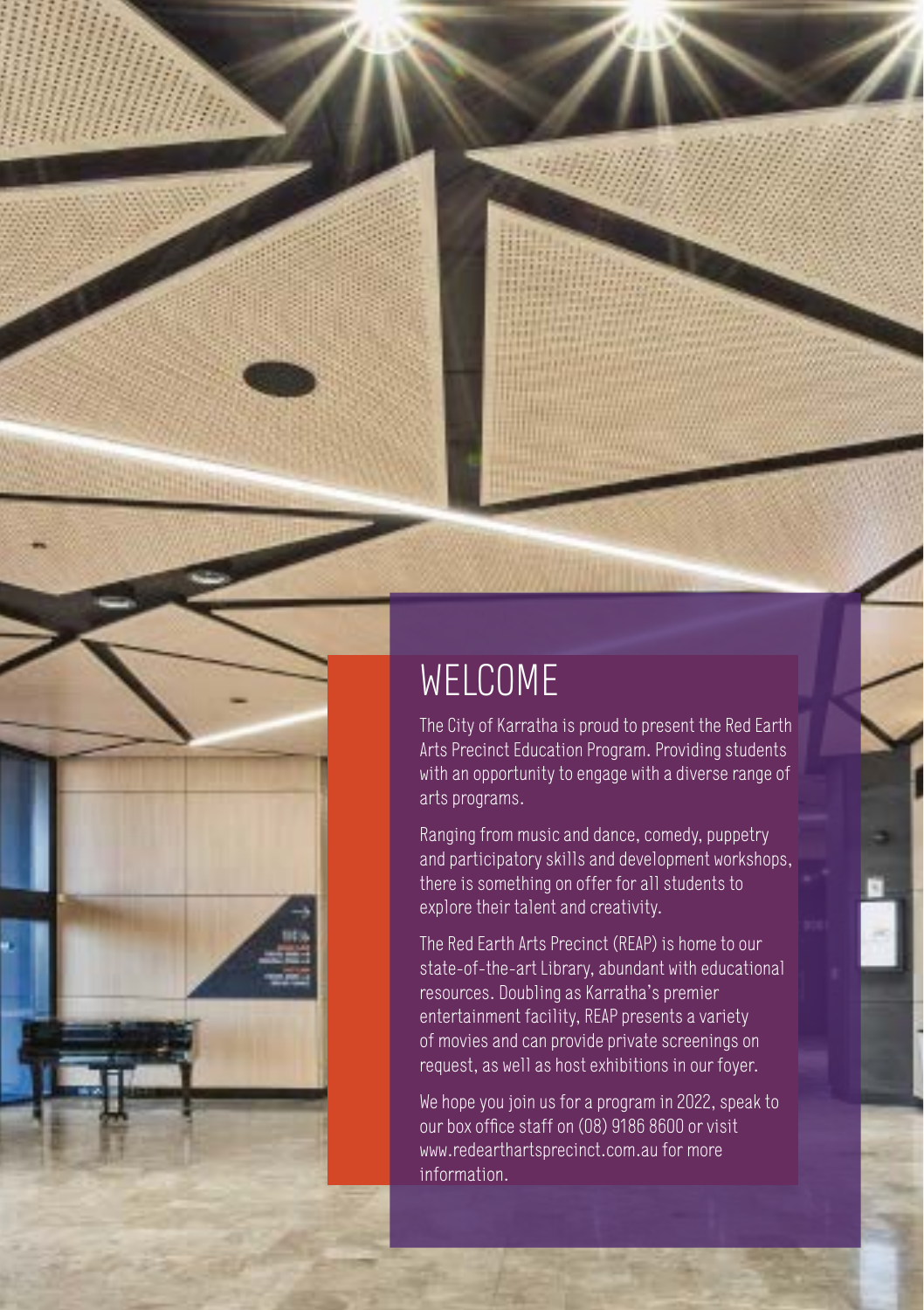# WELCOME

The City of Karratha is proud to present the Red Earth Arts Precinct Education Program. Providing students with an opportunity to engage with a diverse range of arts programs.

Ranging from music and dance, comedy, puppetry and participatory skills and development workshops, there is something on offer for all students to explore their talent and creativity.

The Red Earth Arts Precinct (REAP) is home to our state-of-the-art Library, abundant with educational resources. Doubling as Karratha's premier entertainment facility, REAP presents a variety of movies and can provide private screenings on request, as well as host exhibitions in our foyer.

We hope you join us for a program in 2022, speak to our box office staff on (08) 9186 8600 or visit www.redearthartsprecinct.com.au for more information.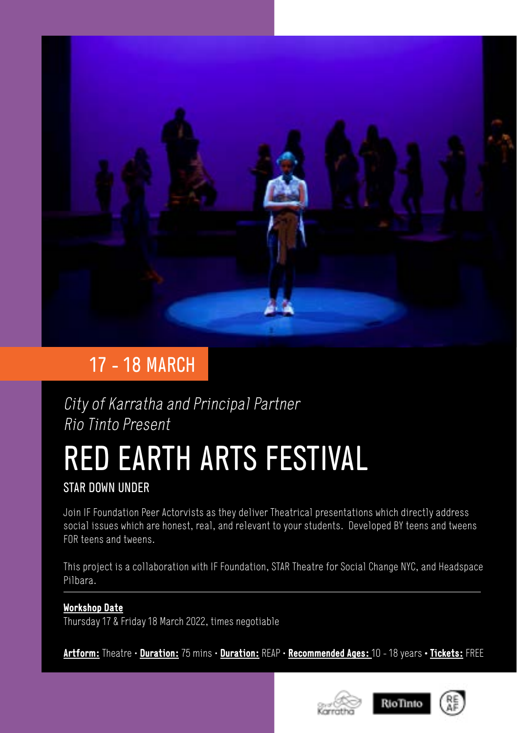17 - 18 MARCH

*City of Karratha and Principal Partner Rio Tinto Present*

# RED EARTH ARTS FESTIVAL

## STAR DOWN UNDER

Join IF Foundation Peer Actorvists as they deliver Theatrical presentations which directly address social issues which are honest, real, and relevant to your students. Developed BY teens and tweens FOR teens and tweens.

This project is a collaboration with IF Foundation, STAR Theatre for Social Change NYC, and Headspace Pilbara.

---

**Workshop Date**
Thursday 17 & Friday 18 March 2022, times negotiable

**Artform:** Theatre • **Duration:** 75 mins • **Duration:** REAP • **Recommended Ages:** 10 - 18 years • **Tickets:** FREE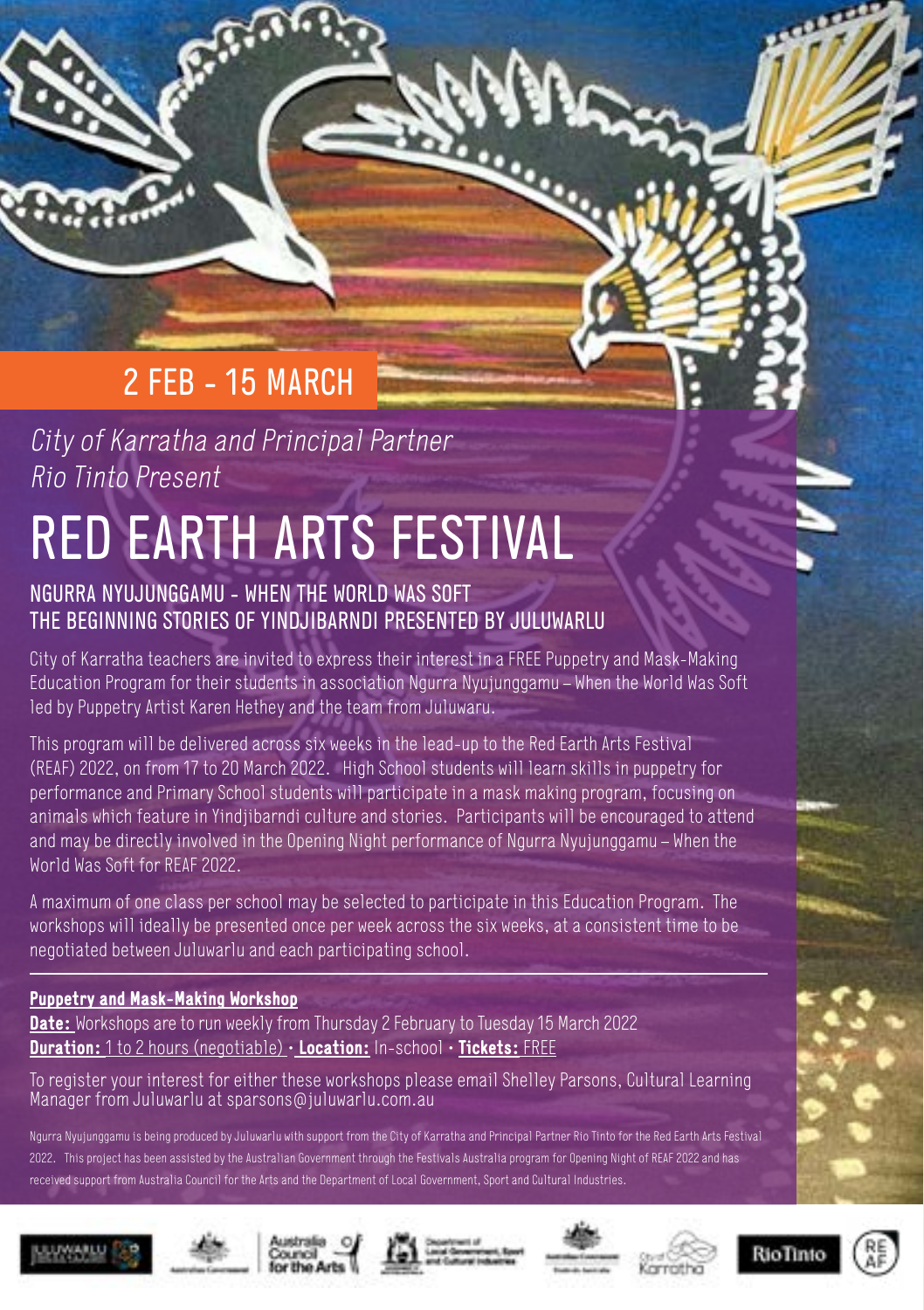2 FEB - 15 MARCH

*City of Karratha and Principal Partner Rio Tinto Present*

# RED EARTH ARTS FESTIVAL

## NGURRA NYUJUNGGAMU - WHEN THE WORLD WAS SOFT
## THE BEGINNING STORIES OF YINDJIBARNDI PRESENTED BY JULUWARLU

City of Karratha teachers are invited to express their interest in a FREE Puppetry and Mask-Making Education Program for their students in association Ngurra Nyujunggamu – When the World Was Soft led by Puppetry Artist Karen Hethey and the team from Juluwaru.

This program will be delivered across six weeks in the lead-up to the Red Earth Arts Festival (REAF) 2022, on from 17 to 20 March 2022. High School students will learn skills in puppetry for performance and Primary School students will participate in a mask making program, focusing on animals which feature in Yindjibarndi culture and stories. Participants will be encouraged to attend and may be directly involved in the Opening Night performance of Ngurra Nyujunggamu – When the World Was Soft for REAF 2022.

A maximum of one class per school may be selected to participate in this Education Program. The workshops will ideally be presented once per week across the six weeks, at a consistent time to be negotiated between Juluwarlu and each participating school.

---

**Puppetry and Mask-Making Workshop**

**Date:** Workshops are to run weekly from Thursday 2 February to Tuesday 15 March 2022

**Duration:** 1 to 2 hours (negotiable) • **Location:** In-school • **Tickets:** FREE

To register your interest for either these workshops please email Shelley Parsons, Cultural Learning Manager from Juluwarlu at sparsons@juluwarlu.com.au

Ngurra Nyujunggamu is being produced by Juluwarlu with support from the City of Karratha and Principal Partner Rio Tinto for the Red Earth Arts Festival 2022. This project has been assisted by the Australian Government through the Festivals Australia program for Opening Night of REAF 2022 and has received support from Australia Council for the Arts and the Department of Local Government, Sport and Cultural Industries.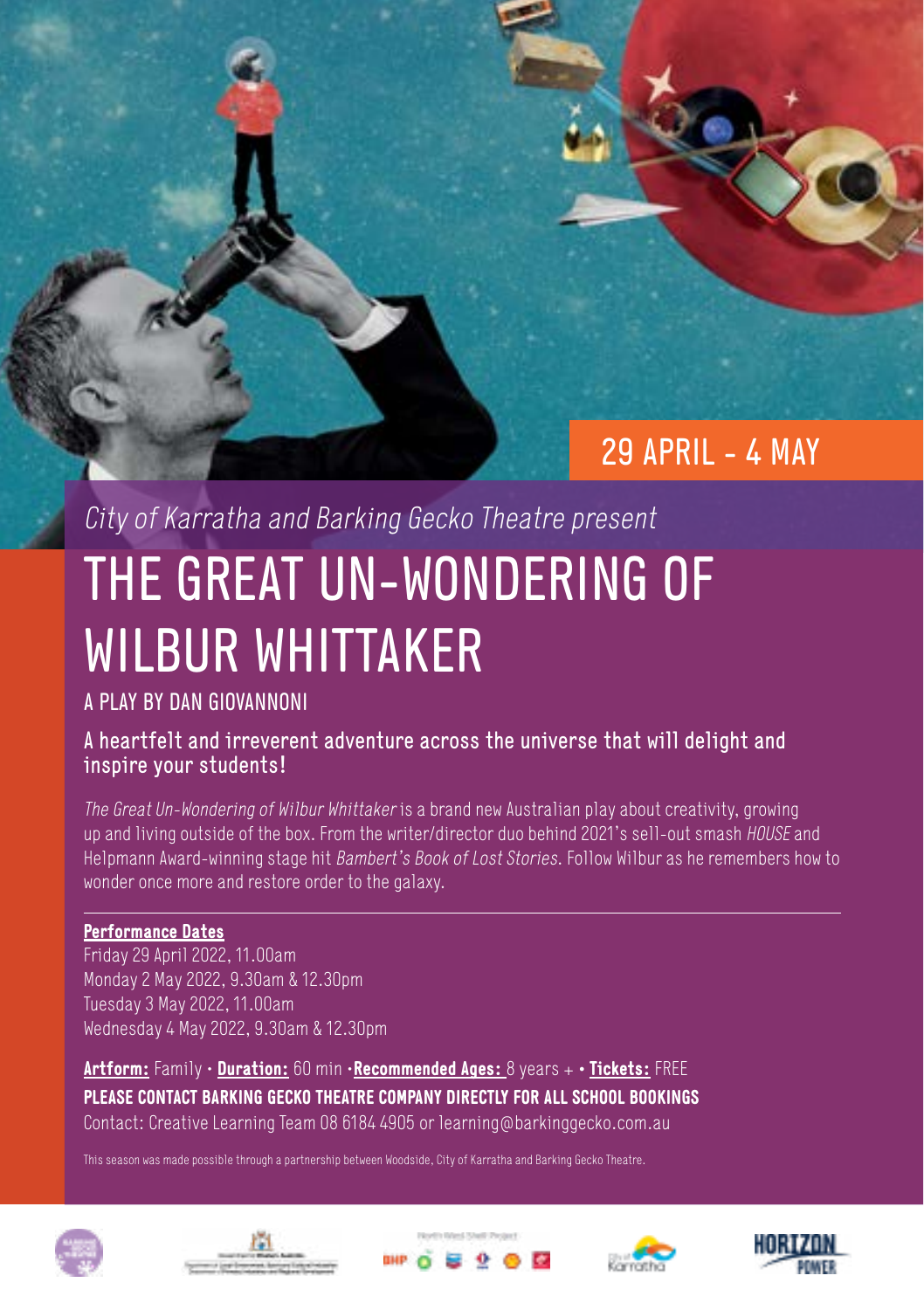29 APRIL - 4 MAY

*City of Karratha and Barking Gecko Theatre present*

# THE GREAT UN-WONDERING OF WILBUR WHITTAKER

A PLAY BY DAN GIOVANNONI

**A heartfelt and irreverent adventure across the universe that will delight and inspire your students!**

*The Great Un-Wondering of Wilbur Whittaker* is a brand new Australian play about creativity, growing up and living outside of the box. From the writer/director duo behind 2021's sell-out smash *HOUSE* and Helpmann Award-winning stage hit *Bambert's Book of Lost Stories*. Follow Wilbur as he remembers how to wonder once more and restore order to the galaxy.

**Performance Dates**

Friday 29 April 2022, 11.00am
Monday 2 May 2022, 9.30am & 12.30pm
Tuesday 3 May 2022, 11.00am
Wednesday 4 May 2022, 9.30am & 12.30pm

**Artform:** Family • **Duration:** 60 min • **Recommended Ages:** 8 years + • **Tickets:** FREE

**PLEASE CONTACT BARKING GECKO THEATRE COMPANY DIRECTLY FOR ALL SCHOOL BOOKINGS**

Contact: Creative Learning Team 08 6184 4905 or learning@barkinggecko.com.au

This season was made possible through a partnership between Woodside, City of Karratha and Barking Gecko Theatre.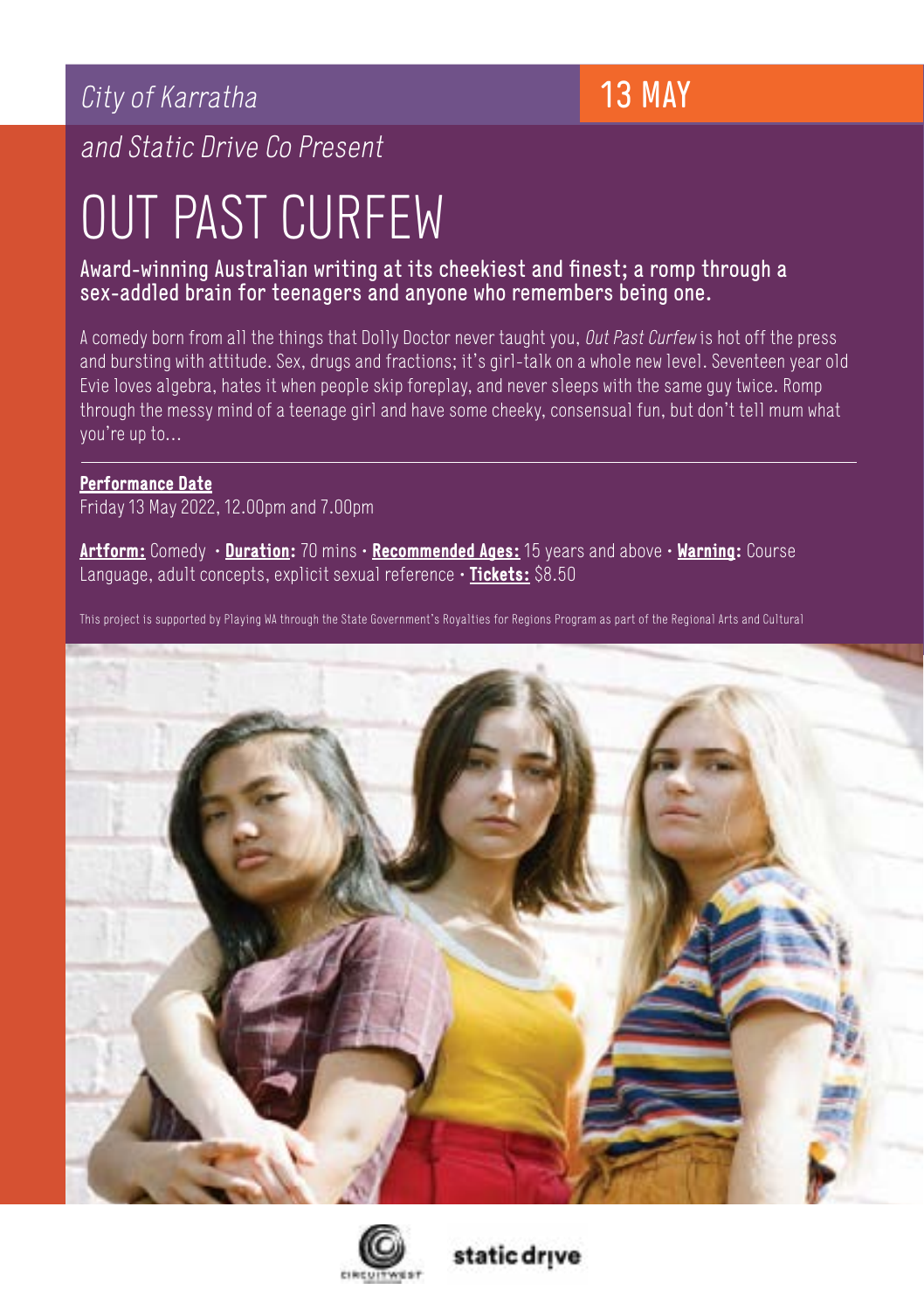*City of Karratha*

**13 MAY**

*and Static Drive Co Present*

# OUT PAST CURFEW

**Award-winning Australian writing at its cheekiest and finest; a romp through a sex-addled brain for teenagers and anyone who remembers being one.**

A comedy born from all the things that Dolly Doctor never taught you, *Out Past Curfew* is hot off the press and bursting with attitude. Sex, drugs and fractions; it's girl-talk on a whole new level. Seventeen year old Evie loves algebra, hates it when people skip foreplay, and never sleeps with the same guy twice. Romp through the messy mind of a teenage girl and have some cheeky, consensual fun, but don't tell mum what you're up to...

---

**Performance Date**
Friday 13 May 2022, 12.00pm and 7.00pm

**Artform:** Comedy • **Duration:** 70 mins • **Recommended Ages:** 15 years and above • **Warning:** Course Language, adult concepts, explicit sexual reference • **Tickets:** $8.50

This project is supported by Playing WA through the State Government's Royalties for Regions Program as part of the Regional Arts and Cultural

CIRCUITWEST

static drive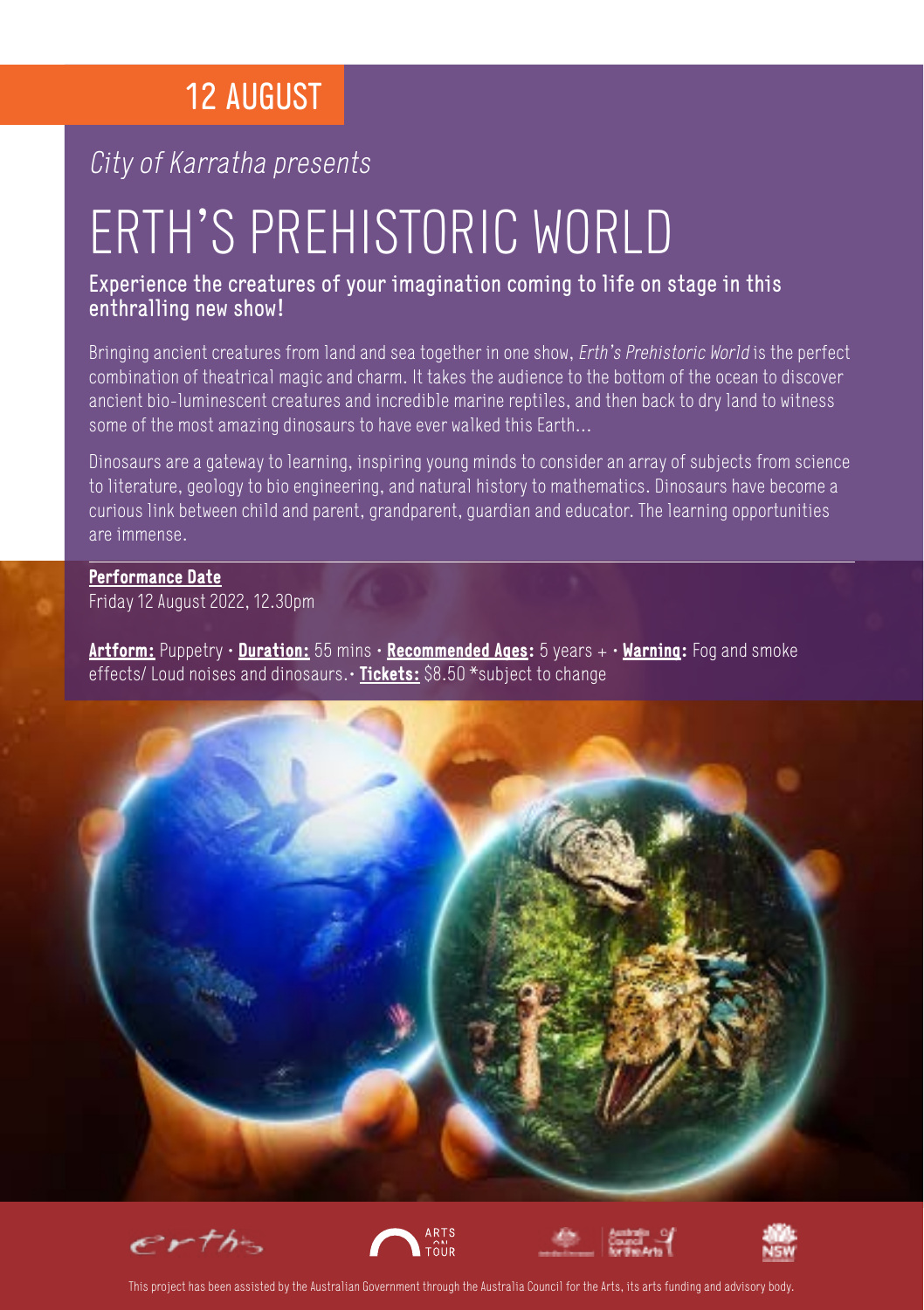12 AUGUST

*City of Karratha presents*

# ERTH'S PREHISTORIC WORLD

**Experience the creatures of your imagination coming to life on stage in this enthralling new show!**

Bringing ancient creatures from land and sea together in one show, *Erth's Prehistoric World* is the perfect combination of theatrical magic and charm. It takes the audience to the bottom of the ocean to discover ancient bio-luminescent creatures and incredible marine reptiles, and then back to dry land to witness some of the most amazing dinosaurs to have ever walked this Earth...

Dinosaurs are a gateway to learning, inspiring young minds to consider an array of subjects from science to literature, geology to bio engineering, and natural history to mathematics. Dinosaurs have become a curious link between child and parent, grandparent, guardian and educator. The learning opportunities are immense.

**Performance Date**
Friday 12 August 2022, 12.30pm

**Artform:** Puppetry • **Duration:** 55 mins • **Recommended Ages:** 5 years + • **Warning:** Fog and smoke effects/ Loud noises and dinosaurs. • **Tickets:** $8.50 *subject to change

This project has been assisted by the Australian Government through the Australia Council for the Arts, its arts funding and advisory body.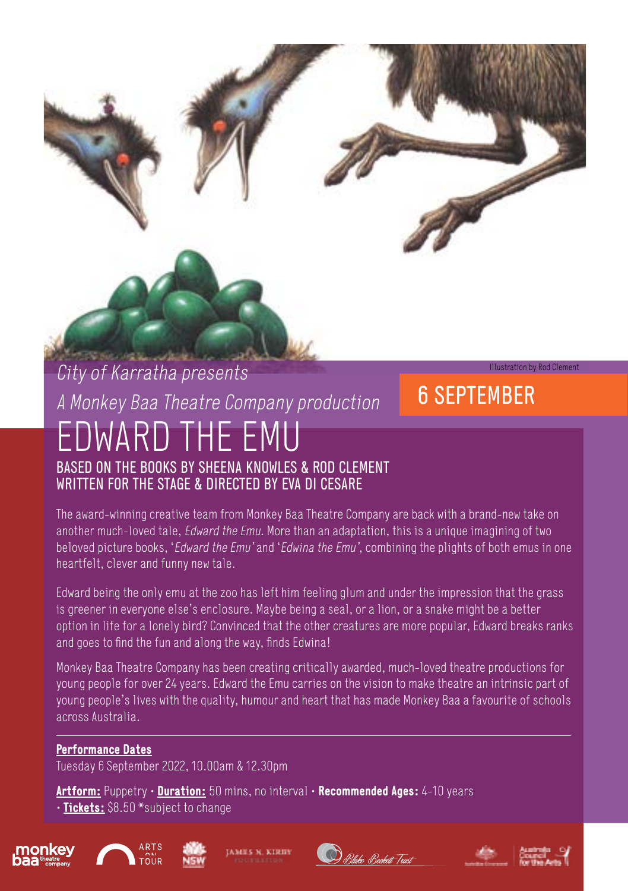Illustration by Rod Clement

*City of Karratha presents*

*A Monkey Baa Theatre Company production*

**6 SEPTEMBER**

# EDWARD THE EMU

**BASED ON THE BOOKS BY SHEENA KNOWLES & ROD CLEMENT**
**WRITTEN FOR THE STAGE & DIRECTED BY EVA DI CESARE**

The award-winning creative team from Monkey Baa Theatre Company are back with a brand-new take on another much-loved tale, *Edward the Emu*. More than an adaptation, this is a unique imagining of two beloved picture books, '*Edward the Emu*' and '*Edwina the Emu*', combining the plights of both emus in one heartfelt, clever and funny new tale.

Edward being the only emu at the zoo has left him feeling glum and under the impression that the grass is greener in everyone else's enclosure. Maybe being a seal, or a lion, or a snake might be a better option in life for a lonely bird? Convinced that the other creatures are more popular, Edward breaks ranks and goes to find the fun and along the way, finds Edwina!

Monkey Baa Theatre Company has been creating critically awarded, much-loved theatre productions for young people for over 24 years. Edward the Emu carries on the vision to make theatre an intrinsic part of young people's lives with the quality, humour and heart that has made Monkey Baa a favourite of schools across Australia.

---

**Performance Dates**
Tuesday 6 September 2022, 10.00am & 12.30pm

**Artform:** Puppetry • **Duration:** 50 mins, no interval • **Recommended Ages:** 4-10 years • **Tickets:** $8.50 *subject to change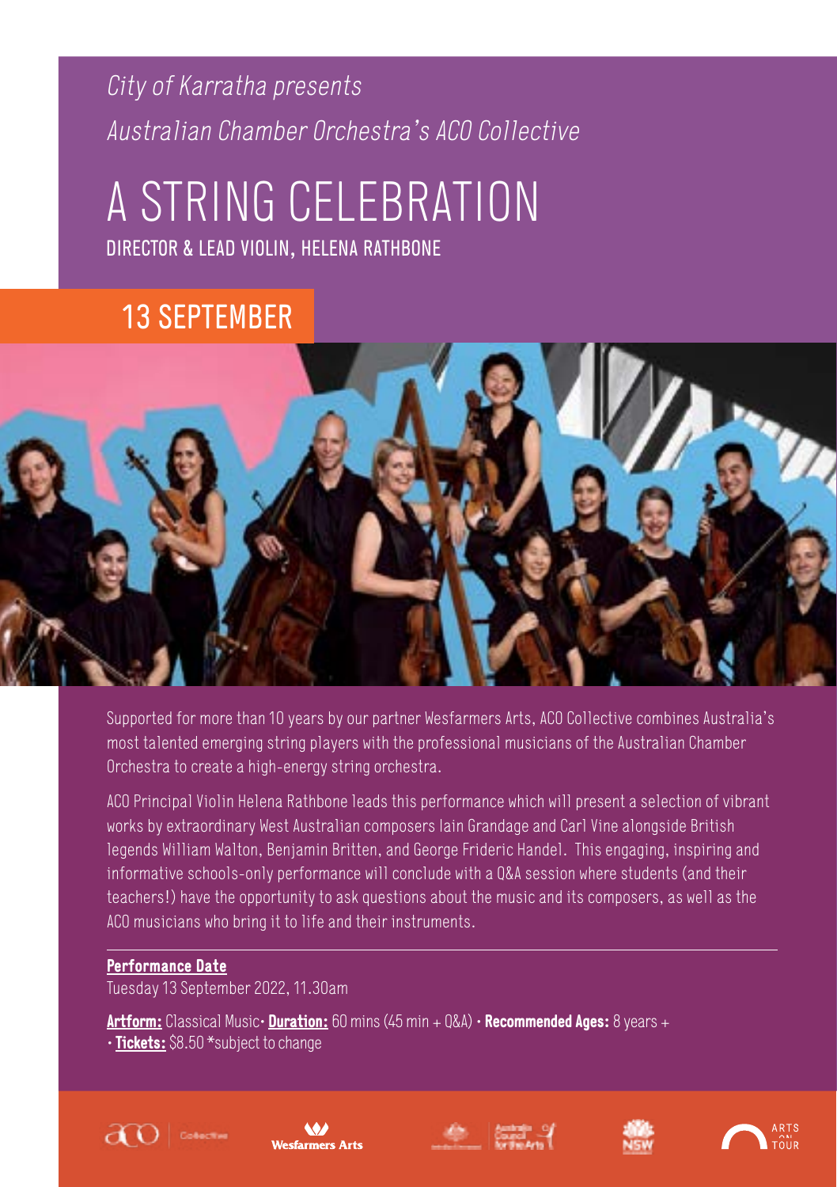*City of Karratha presents*

*Australian Chamber Orchestra's ACO Collective*

# A STRING CELEBRATION

**DIRECTOR & LEAD VIOLIN, HELENA RATHBONE**

## 13 SEPTEMBER

Supported for more than 10 years by our partner Wesfarmers Arts, ACO Collective combines Australia's most talented emerging string players with the professional musicians of the Australian Chamber Orchestra to create a high-energy string orchestra.

ACO Principal Violin Helena Rathbone leads this performance which will present a selection of vibrant works by extraordinary West Australian composers Iain Grandage and Carl Vine alongside British legends William Walton, Benjamin Britten, and George Frideric Handel. This engaging, inspiring and informative schools-only performance will conclude with a Q&A session where students (and their teachers!) have the opportunity to ask questions about the music and its composers, as well as the ACO musicians who bring it to life and their instruments.

**Performance Date**

Tuesday 13 September 2022, 11.30am

**Artform:** Classical Music • **Duration:** 60 mins (45 min + Q&A) • **Recommended Ages:** 8 years + • **Tickets:** $8.50 *subject to change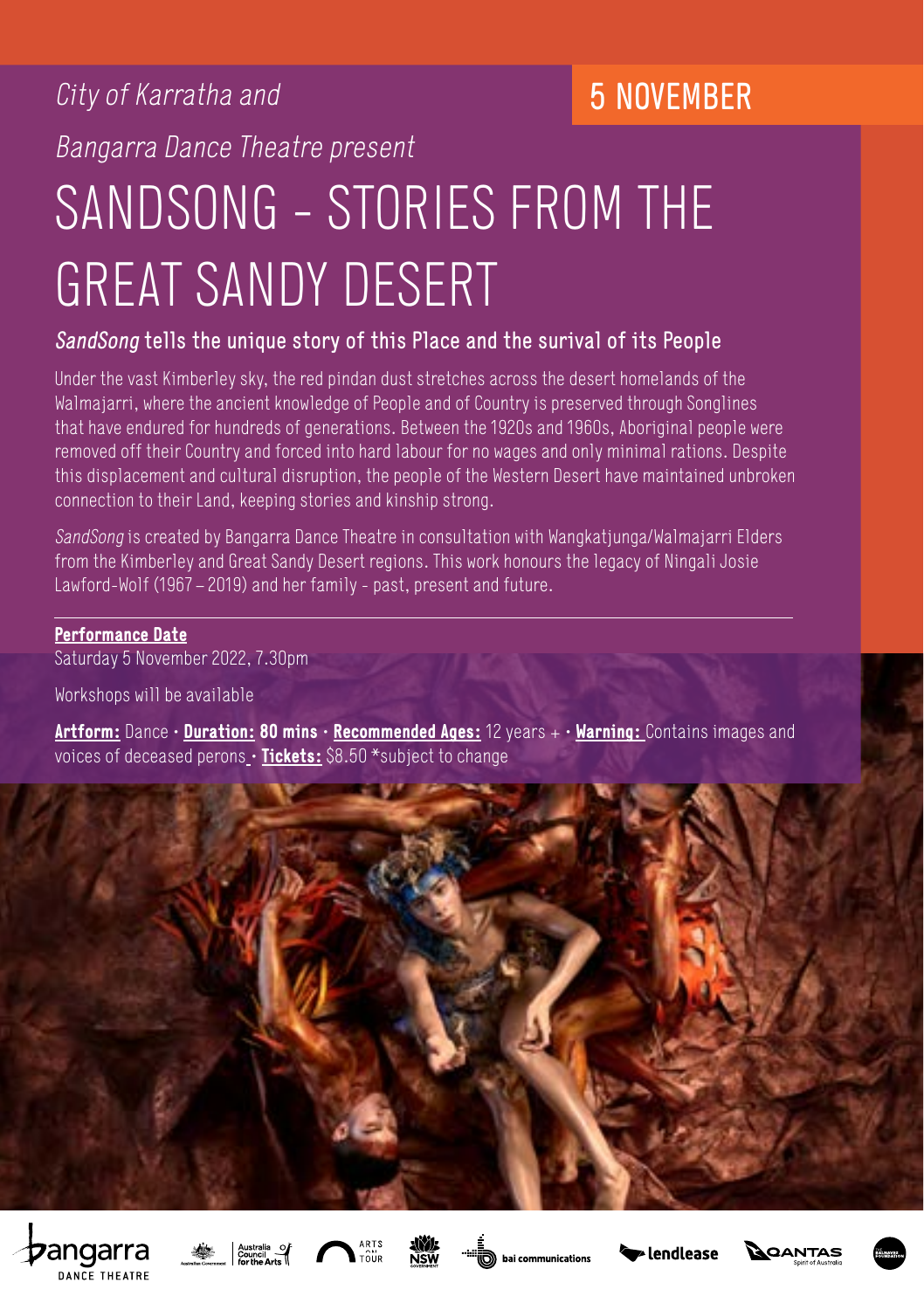City of Karratha and

Bangarra Dance Theatre present

**5 NOVEMBER**

# SANDSONG - STORIES FROM THE GREAT SANDY DESERT

## *SandSong* tells the unique story of this Place and the survival of its People

Under the vast Kimberley sky, the red pindan dust stretches across the desert homelands of the Walmajarri, where the ancient knowledge of People and of Country is preserved through Songlines that have endured for hundreds of generations. Between the 1920s and 1960s, Aboriginal people were removed off their Country and forced into hard labour for no wages and only minimal rations. Despite this displacement and cultural disruption, the people of the Western Desert have maintained unbroken connection to their Land, keeping stories and kinship strong.

*SandSong* is created by Bangarra Dance Theatre in consultation with Wangkatjunga/Walmajarri Elders from the Kimberley and Great Sandy Desert regions. This work honours the legacy of Ningali Josie Lawford-Wolf (1967 – 2019) and her family - past, present and future.

**Performance Date**

Saturday 5 November 2022, 7.30pm

Workshops will be available

**Artform:** Dance · **Duration:** **80 mins** · **Recommended Ages:** 12 years + · **Warning:** Contains images and voices of deceased perons · **Tickets:** $8.50 *subject to change

bangarra DANCE THEATRE · Australian Government · Australia Council for the Arts · ARTS ON TOUR · NSW · bai communications · lendlease · QANTAS Spirit of Australia · The Balnaves Foundation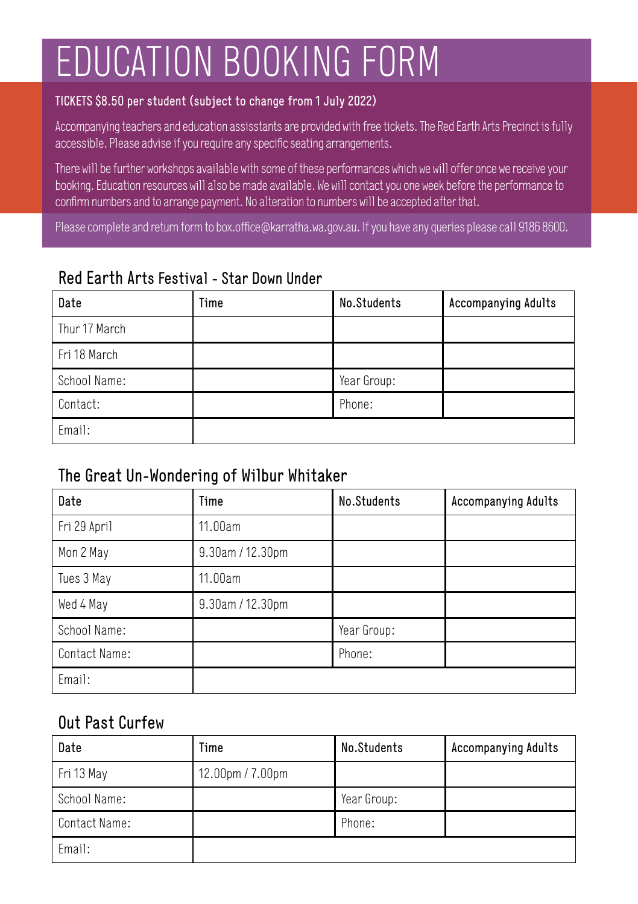# EDUCATION BOOKING FORM

**TICKETS $8.50 per student (subject to change from 1 July 2022)**

Accompanying teachers and education assistants are provided with free tickets. The Red Earth Arts Precinct is fully accessible. Please advise if you require any specific seating arrangements.

There will be further workshops available with some of these performances which we will offer once we receive your booking. Education resources will also be made available. We will contact you one week before the performance to confirm numbers and to arrange payment. No alteration to numbers will be accepted after that.

Please complete and return form to box.office@karratha.wa.gov.au. If you have any queries please call 9186 8600.

## Red Earth Arts Festival - Star Down Under

| Date | Time | No.Students | Accompanying Adults |
|---|---|---|---|
| Thur 17 March | | | |
| Fri 18 March | | | |
| School Name: | | Year Group: | |
| Contact: | | Phone: | |
| Email: | | | |

## The Great Un-Wondering of Wilbur Whitaker

| Date | Time | No.Students | Accompanying Adults |
|---|---|---|---|
| Fri 29 April | 11.00am | | |
| Mon 2 May | 9.30am / 12.30pm | | |
| Tues 3 May | 11.00am | | |
| Wed 4 May | 9.30am / 12.30pm | | |
| School Name: | | Year Group: | |
| Contact Name: | | Phone: | |
| Email: | | | |

## Out Past Curfew

| Date | Time | No.Students | Accompanying Adults |
|---|---|---|---|
| Fri 13 May | 12.00pm / 7.00pm | | |
| School Name: | | Year Group: | |
| Contact Name: | | Phone: | |
| Email: | | | |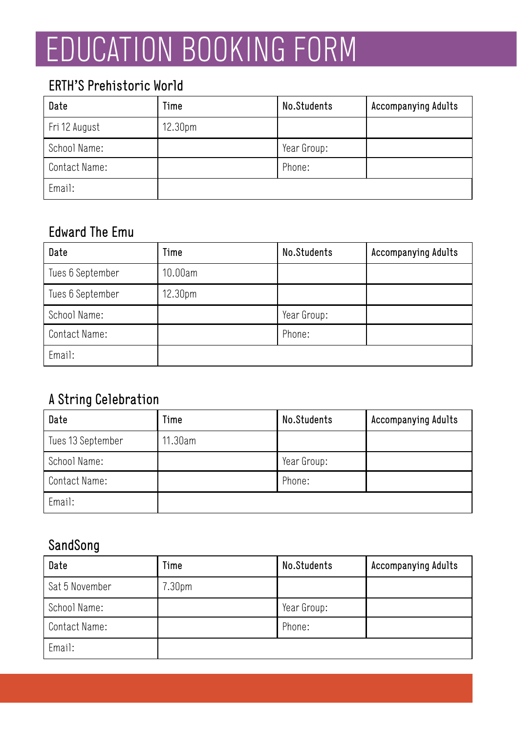# EDUCATION BOOKING FORM

## ERTH'S Prehistoric World

| Date | Time | No.Students | Accompanying Adults |
|---|---|---|---|
| Fri 12 August | 12.30pm | | |
| School Name: | | Year Group: | |
| Contact Name: | | Phone: | |
| Email: | | | |

## Edward The Emu

| Date | Time | No.Students | Accompanying Adults |
|---|---|---|---|
| Tues 6 September | 10.00am | | |
| Tues 6 September | 12.30pm | | |
| School Name: | | Year Group: | |
| Contact Name: | | Phone: | |
| Email: | | | |

## A String Celebration

| Date | Time | No.Students | Accompanying Adults |
|---|---|---|---|
| Tues 13 September | 11.30am | | |
| School Name: | | Year Group: | |
| Contact Name: | | Phone: | |
| Email: | | | |

## SandSong

| Date | Time | No.Students | Accompanying Adults |
|---|---|---|---|
| Sat 5 November | 7.30pm | | |
| School Name: | | Year Group: | |
| Contact Name: | | Phone: | |
| Email: | | | |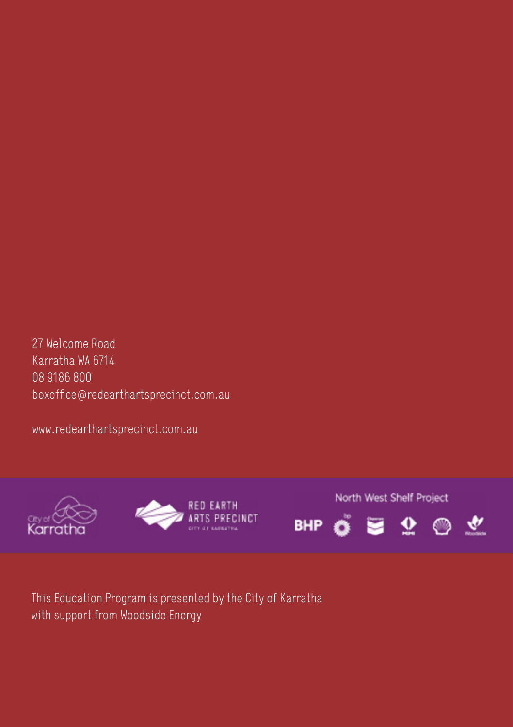27 Welcome Road
Karratha WA 6714
08 9186 800
boxoffice@redearthartsprecinct.com.au

www.redearthartsprecinct.com.au

North West Shelf Project

This Education Program is presented by the City of Karratha with support from Woodside Energy